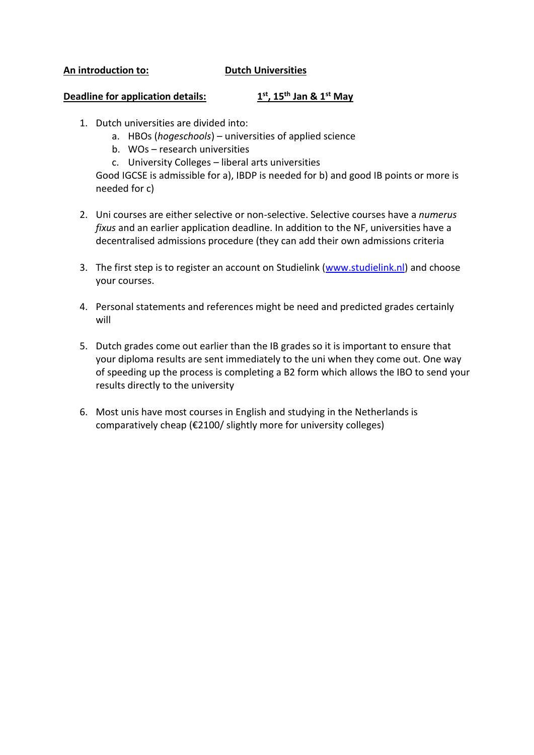**An introduction to:** **Dutch Universities**

**Deadline for application details:** **1st, 15th Jan & 1st May**

1. Dutch universities are divided into:
   a. HBOs (*hogeschools*) – universities of applied science
   b. WOs – research universities
   c. University Colleges – liberal arts universities

   Good IGCSE is admissible for a), IBDP is needed for b) and good IB points or more is needed for c)

2. Uni courses are either selective or non-selective. Selective courses have a *numerus fixus* and an earlier application deadline. In addition to the NF, universities have a decentralised admissions procedure (they can add their own admissions criteria

3. The first step is to register an account on Studielink ([www.studielink.nl](http://www.studielink.nl)) and choose your courses.

4. Personal statements and references might be need and predicted grades certainly will

5. Dutch grades come out earlier than the IB grades so it is important to ensure that your diploma results are sent immediately to the uni when they come out. One way of speeding up the process is completing a B2 form which allows the IBO to send your results directly to the university

6. Most unis have most courses in English and studying in the Netherlands is comparatively cheap (€2100/ slightly more for university colleges)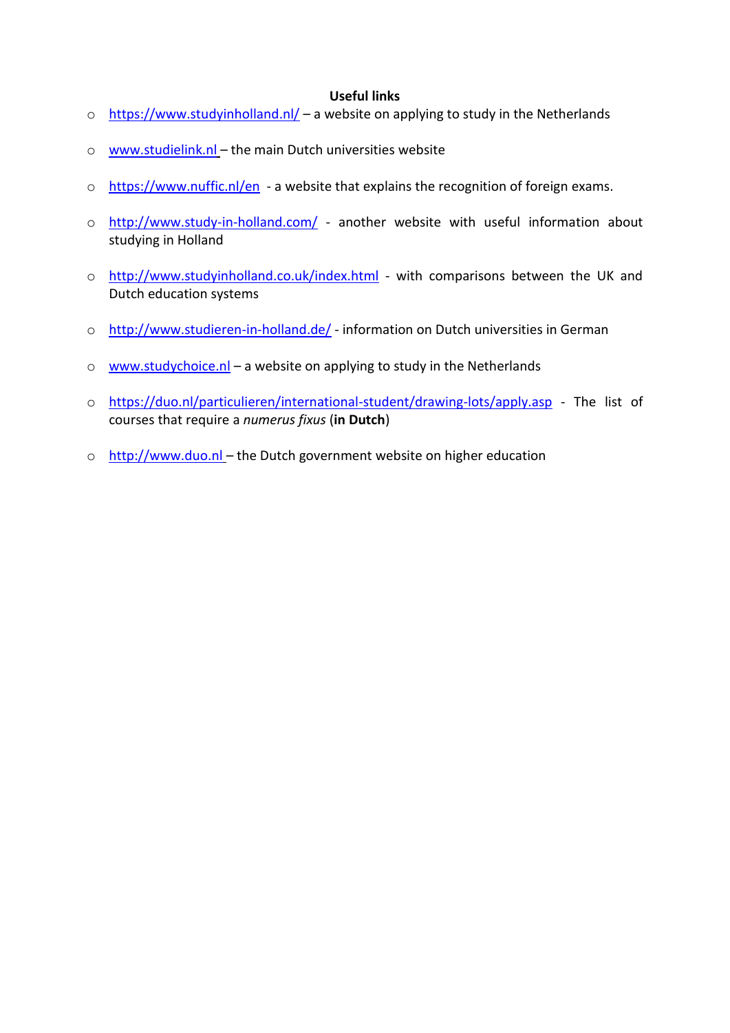**Useful links**

- https://www.studyinholland.nl/ – a website on applying to study in the Netherlands
- www.studielink.nl – the main Dutch universities website
- https://www.nuffic.nl/en - a website that explains the recognition of foreign exams.
- http://www.study-in-holland.com/ - another website with useful information about studying in Holland
- http://www.studyinholland.co.uk/index.html - with comparisons between the UK and Dutch education systems
- http://www.studieren-in-holland.de/ - information on Dutch universities in German
- www.studychoice.nl – a website on applying to study in the Netherlands
- https://duo.nl/particulieren/international-student/drawing-lots/apply.asp - The list of courses that require a *numerus fixus* (**in Dutch**)
- http://www.duo.nl – the Dutch government website on higher education